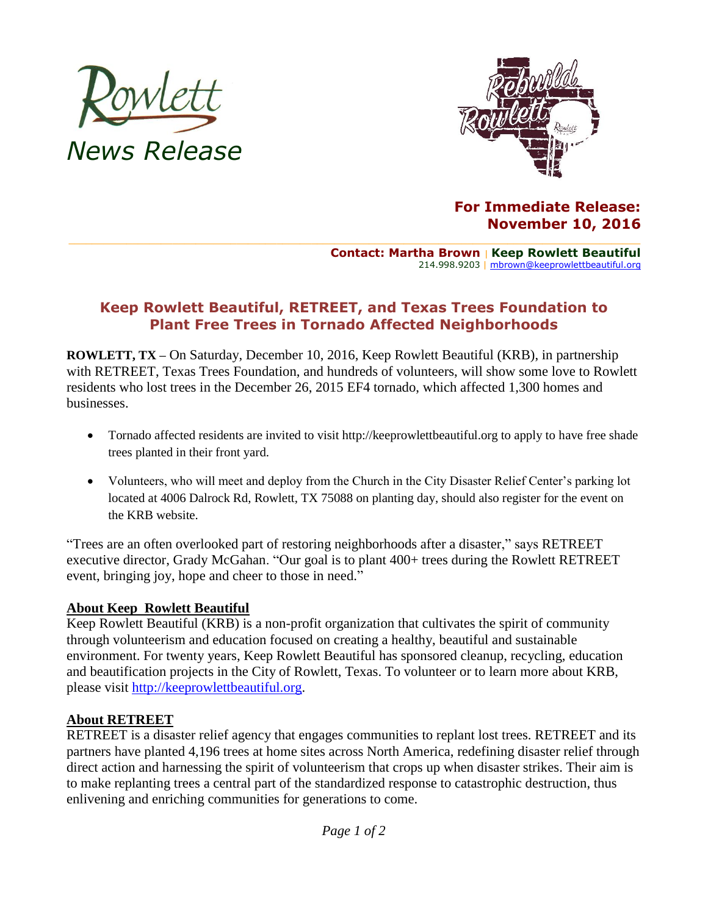Rowlett

*News Release*

**For Immediate Release:**
**November 10, 2016**

**Contact: Martha Brown | Keep Rowlett Beautiful**
214.998.9203 | mbrown@keeprowlettbeautiful.org

## Keep Rowlett Beautiful, RETREET, and Texas Trees Foundation to Plant Free Trees in Tornado Affected Neighborhoods

**ROWLETT, TX** – On Saturday, December 10, 2016, Keep Rowlett Beautiful (KRB), in partnership with RETREET, Texas Trees Foundation, and hundreds of volunteers, will show some love to Rowlett residents who lost trees in the December 26, 2015 EF4 tornado, which affected 1,300 homes and businesses.

- Tornado affected residents are invited to visit http://keeprowlettbeautiful.org to apply to have free shade trees planted in their front yard.
- Volunteers, who will meet and deploy from the Church in the City Disaster Relief Center's parking lot located at 4006 Dalrock Rd, Rowlett, TX 75088 on planting day, should also register for the event on the KRB website.

"Trees are an often overlooked part of restoring neighborhoods after a disaster," says RETREET executive director, Grady McGahan. "Our goal is to plant 400+ trees during the Rowlett RETREET event, bringing joy, hope and cheer to those in need."

### About Keep Rowlett Beautiful

Keep Rowlett Beautiful (KRB) is a non-profit organization that cultivates the spirit of community through volunteerism and education focused on creating a healthy, beautiful and sustainable environment. For twenty years, Keep Rowlett Beautiful has sponsored cleanup, recycling, education and beautification projects in the City of Rowlett, Texas. To volunteer or to learn more about KRB, please visit http://keeprowlettbeautiful.org.

### About RETREET

RETREET is a disaster relief agency that engages communities to replant lost trees. RETREET and its partners have planted 4,196 trees at home sites across North America, redefining disaster relief through direct action and harnessing the spirit of volunteerism that crops up when disaster strikes. Their aim is to make replanting trees a central part of the standardized response to catastrophic destruction, thus enlivening and enriching communities for generations to come.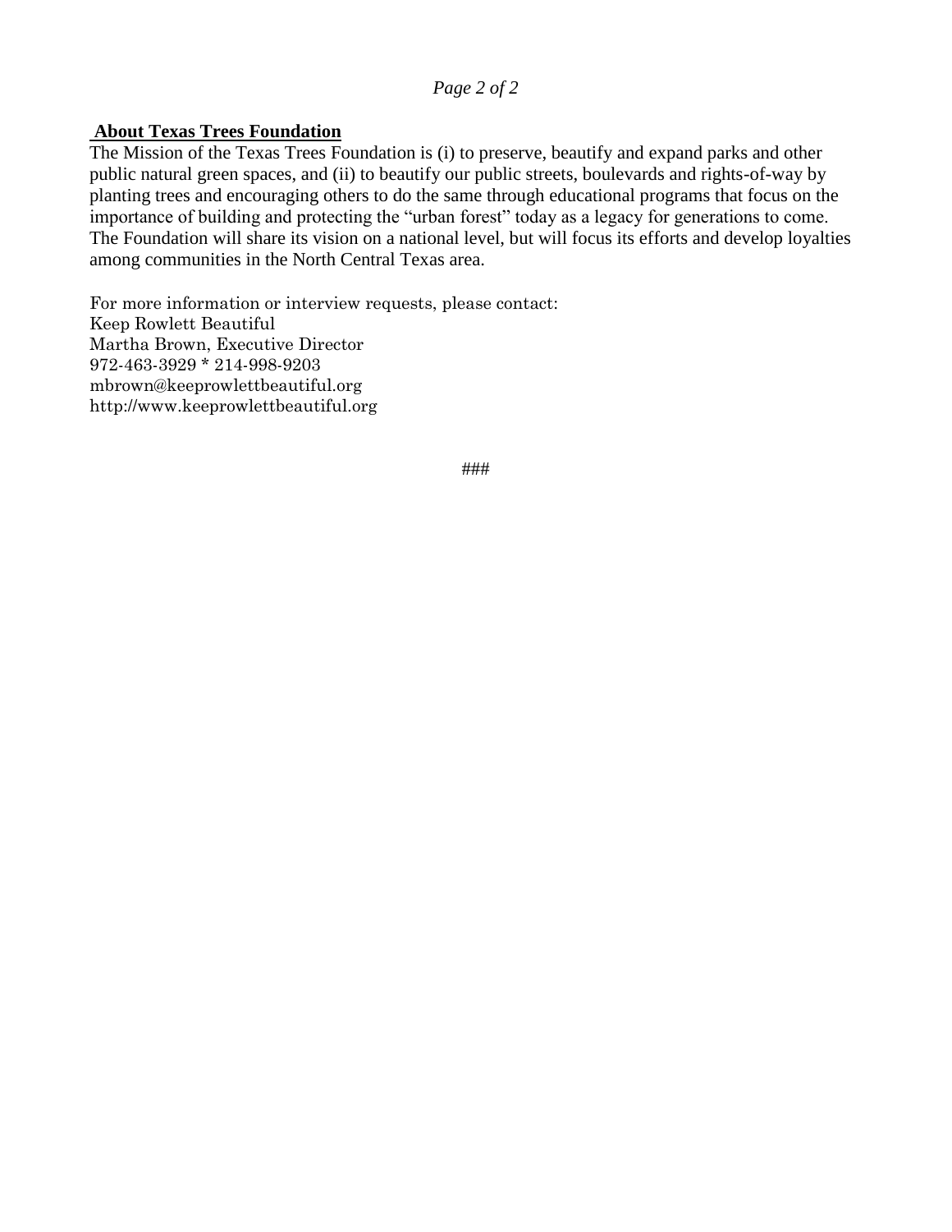## About Texas Trees Foundation

The Mission of the Texas Trees Foundation is (i) to preserve, beautify and expand parks and other public natural green spaces, and (ii) to beautify our public streets, boulevards and rights-of-way by planting trees and encouraging others to do the same through educational programs that focus on the importance of building and protecting the "urban forest" today as a legacy for generations to come. The Foundation will share its vision on a national level, but will focus its efforts and develop loyalties among communities in the North Central Texas area.

For more information or interview requests, please contact:
Keep Rowlett Beautiful
Martha Brown, Executive Director
972-463-3929 * 214-998-9203
mbrown@keeprowlettbeautiful.org
http://www.keeprowlettbeautiful.org

###